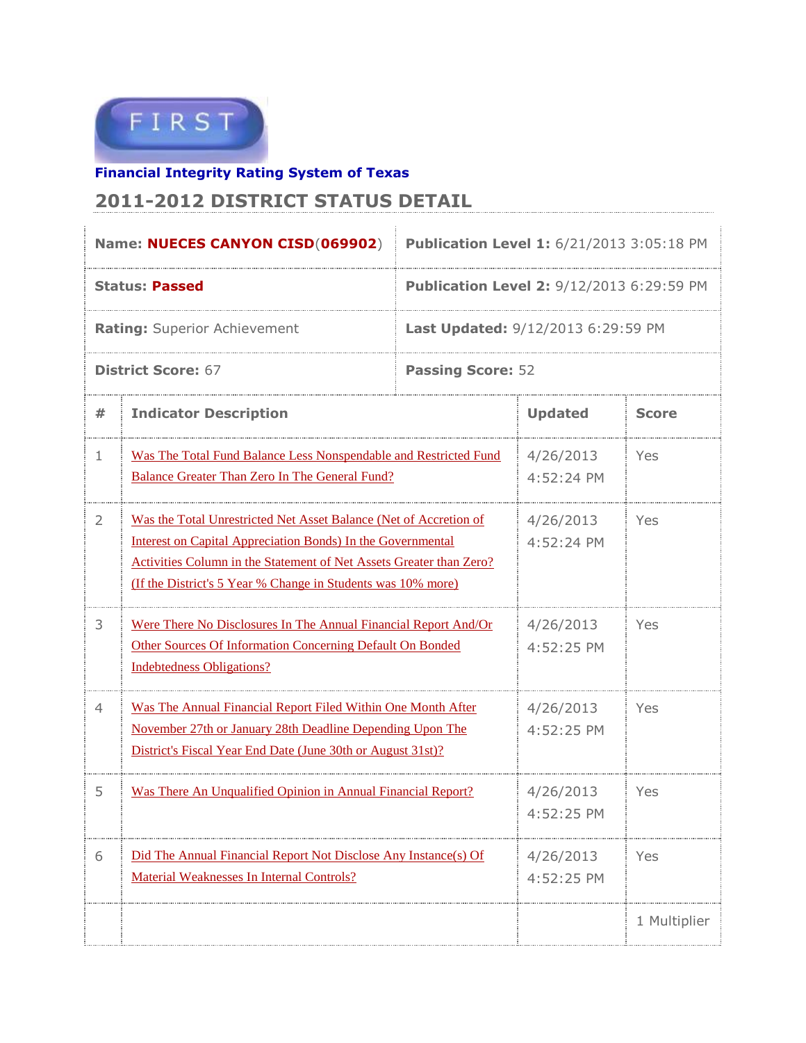FIRST

**Financial Integrity Rating System of Texas**

## 2011-2012 DISTRICT STATUS DETAIL

| | |
|---|---|
| **Name: NUECES CANYON CISD(069902)** | **Publication Level 1:** 6/21/2013 3:05:18 PM |
| **Status: Passed** | **Publication Level 2:** 9/12/2013 6:29:59 PM |
| **Rating:** Superior Achievement | **Last Updated:** 9/12/2013 6:29:59 PM |
| **District Score:** 67 | **Passing Score:** 52 |

| # | Indicator Description | Updated | Score |
|---|---|---|---|
| 1 | Was The Total Fund Balance Less Nonspendable and Restricted Fund Balance Greater Than Zero In The General Fund? | 4/26/2013 4:52:24 PM | Yes |
| 2 | Was the Total Unrestricted Net Asset Balance (Net of Accretion of Interest on Capital Appreciation Bonds) In the Governmental Activities Column in the Statement of Net Assets Greater than Zero? (If the District's 5 Year % Change in Students was 10% more) | 4/26/2013 4:52:24 PM | Yes |
| 3 | Were There No Disclosures In The Annual Financial Report And/Or Other Sources Of Information Concerning Default On Bonded Indebtedness Obligations? | 4/26/2013 4:52:25 PM | Yes |
| 4 | Was The Annual Financial Report Filed Within One Month After November 27th or January 28th Deadline Depending Upon The District's Fiscal Year End Date (June 30th or August 31st)? | 4/26/2013 4:52:25 PM | Yes |
| 5 | Was There An Unqualified Opinion in Annual Financial Report? | 4/26/2013 4:52:25 PM | Yes |
| 6 | Did The Annual Financial Report Not Disclose Any Instance(s) Of Material Weaknesses In Internal Controls? | 4/26/2013 4:52:25 PM | Yes |
| | | | 1 Multiplier |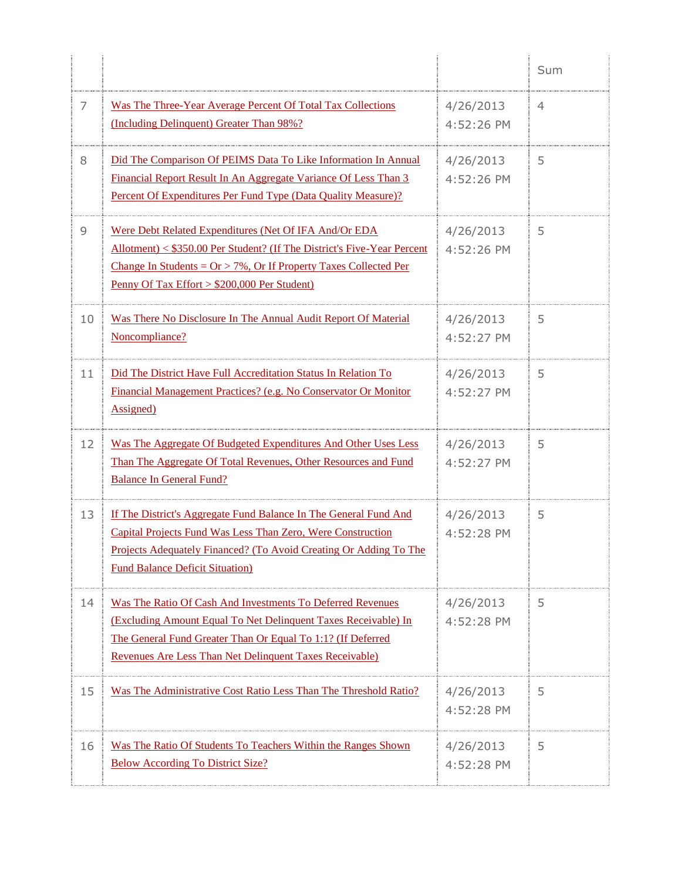| | | | Sum |
|---|---|---|---|
| 7 | Was The Three-Year Average Percent Of Total Tax Collections (Including Delinquent) Greater Than 98%? | 4/26/2013 4:52:26 PM | 4 |
| 8 | Did The Comparison Of PEIMS Data To Like Information In Annual Financial Report Result In An Aggregate Variance Of Less Than 3 Percent Of Expenditures Per Fund Type (Data Quality Measure)? | 4/26/2013 4:52:26 PM | 5 |
| 9 | Were Debt Related Expenditures (Net Of IFA And/Or EDA Allotment) < $350.00 Per Student? (If The District's Five-Year Percent Change In Students = Or > 7%, Or If Property Taxes Collected Per Penny Of Tax Effort > $200,000 Per Student) | 4/26/2013 4:52:26 PM | 5 |
| 10 | Was There No Disclosure In The Annual Audit Report Of Material Noncompliance? | 4/26/2013 4:52:27 PM | 5 |
| 11 | Did The District Have Full Accreditation Status In Relation To Financial Management Practices? (e.g. No Conservator Or Monitor Assigned) | 4/26/2013 4:52:27 PM | 5 |
| 12 | Was The Aggregate Of Budgeted Expenditures And Other Uses Less Than The Aggregate Of Total Revenues, Other Resources and Fund Balance In General Fund? | 4/26/2013 4:52:27 PM | 5 |
| 13 | If The District's Aggregate Fund Balance In The General Fund And Capital Projects Fund Was Less Than Zero, Were Construction Projects Adequately Financed? (To Avoid Creating Or Adding To The Fund Balance Deficit Situation) | 4/26/2013 4:52:28 PM | 5 |
| 14 | Was The Ratio Of Cash And Investments To Deferred Revenues (Excluding Amount Equal To Net Delinquent Taxes Receivable) In The General Fund Greater Than Or Equal To 1:1? (If Deferred Revenues Are Less Than Net Delinquent Taxes Receivable) | 4/26/2013 4:52:28 PM | 5 |
| 15 | Was The Administrative Cost Ratio Less Than The Threshold Ratio? | 4/26/2013 4:52:28 PM | 5 |
| 16 | Was The Ratio Of Students To Teachers Within the Ranges Shown Below According To District Size? | 4/26/2013 4:52:28 PM | 5 |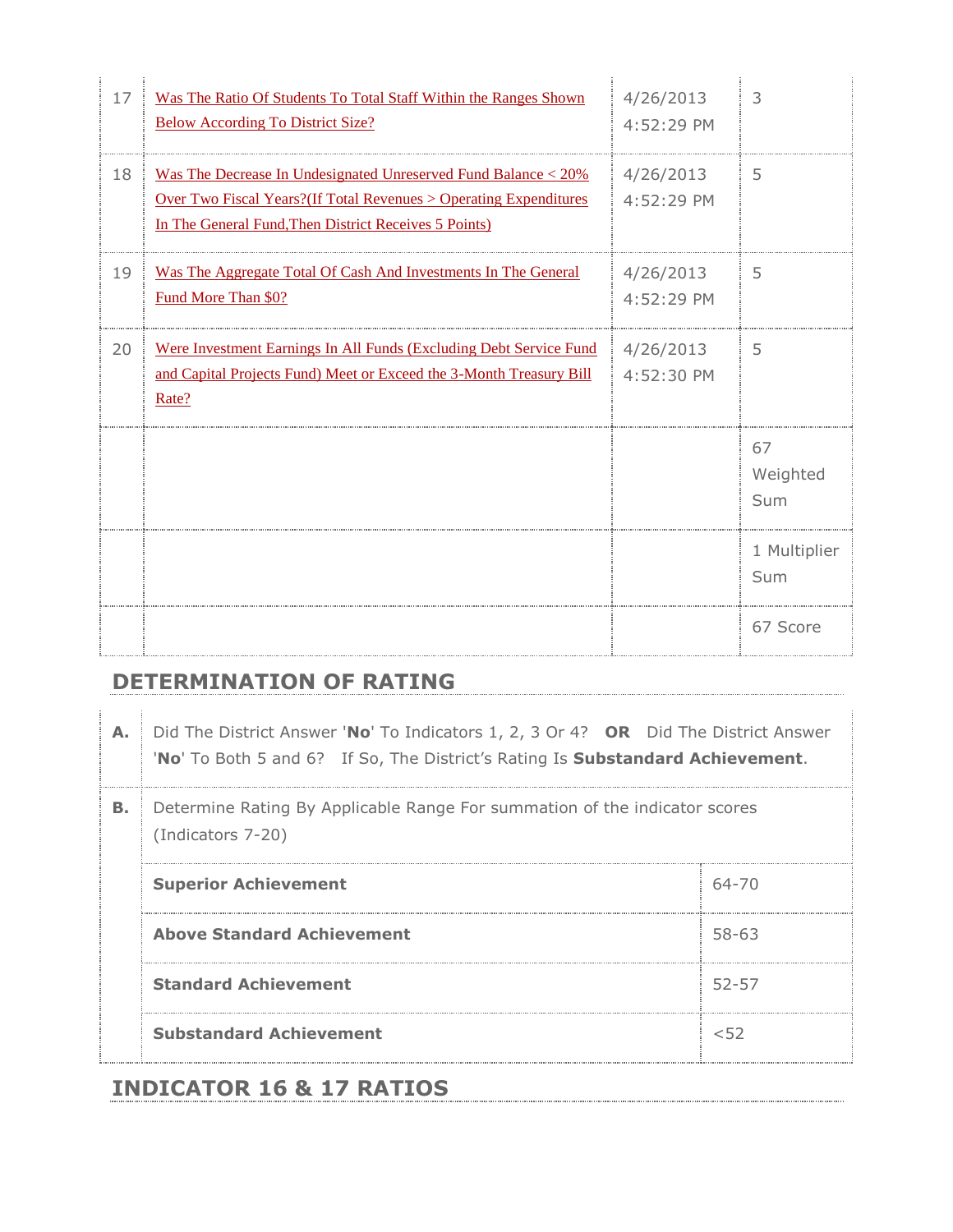| | | | |
|---|---|---|---|
| 17 | Was The Ratio Of Students To Total Staff Within the Ranges Shown Below According To District Size? | 4/26/2013 4:52:29 PM | 3 |
| 18 | Was The Decrease In Undesignated Unreserved Fund Balance < 20% Over Two Fiscal Years?(If Total Revenues > Operating Expenditures In The General Fund,Then District Receives 5 Points) | 4/26/2013 4:52:29 PM | 5 |
| 19 | Was The Aggregate Total Of Cash And Investments In The General Fund More Than $0? | 4/26/2013 4:52:29 PM | 5 |
| 20 | Were Investment Earnings In All Funds (Excluding Debt Service Fund and Capital Projects Fund) Meet or Exceed the 3-Month Treasury Bill Rate? | 4/26/2013 4:52:30 PM | 5 |
| | | | 67 Weighted Sum |
| | | | 1 Multiplier Sum |
| | | | 67 Score |

## DETERMINATION OF RATING

**A.** Did The District Answer '**No**' To Indicators 1, 2, 3 Or 4? **OR** Did The District Answer '**No**' To Both 5 and 6? If So, The District's Rating Is **Substandard Achievement**.

**B.** Determine Rating By Applicable Range For summation of the indicator scores (Indicators 7-20)

| Rating | Range |
|---|---|
| **Superior Achievement** | 64-70 |
| **Above Standard Achievement** | 58-63 |
| **Standard Achievement** | 52-57 |
| **Substandard Achievement** | <52 |

## INDICATOR 16 & 17 RATIOS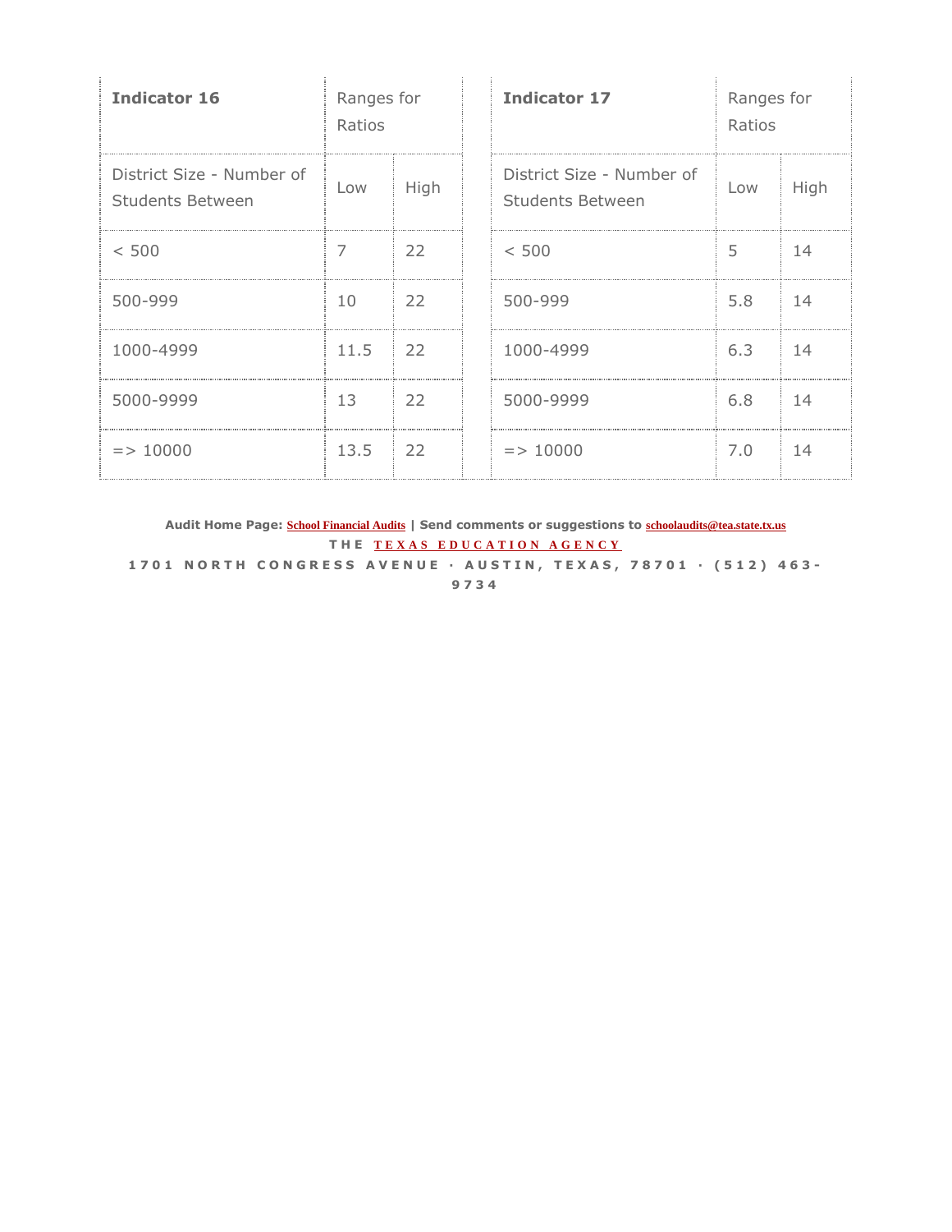| Indicator 16 | Ranges for Ratios | |
|---|---|---|
| District Size - Number of Students Between | Low | High |
| < 500 | 7 | 22 |
| 500-999 | 10 | 22 |
| 1000-4999 | 11.5 | 22 |
| 5000-9999 | 13 | 22 |
| => 10000 | 13.5 | 22 |

| Indicator 17 | Ranges for Ratios | |
|---|---|---|
| District Size - Number of Students Between | Low | High |
| < 500 | 5 | 14 |
| 500-999 | 5.8 | 14 |
| 1000-4999 | 6.3 | 14 |
| 5000-9999 | 6.8 | 14 |
| => 10000 | 7.0 | 14 |

**Audit Home Page: School Financial Audits | Send comments or suggestions to schoolaudits@tea.state.tx.us**

**THE TEXAS EDUCATION AGENCY**

**1701 NORTH CONGRESS AVENUE · AUSTIN, TEXAS, 78701 · (512) 463-9734**